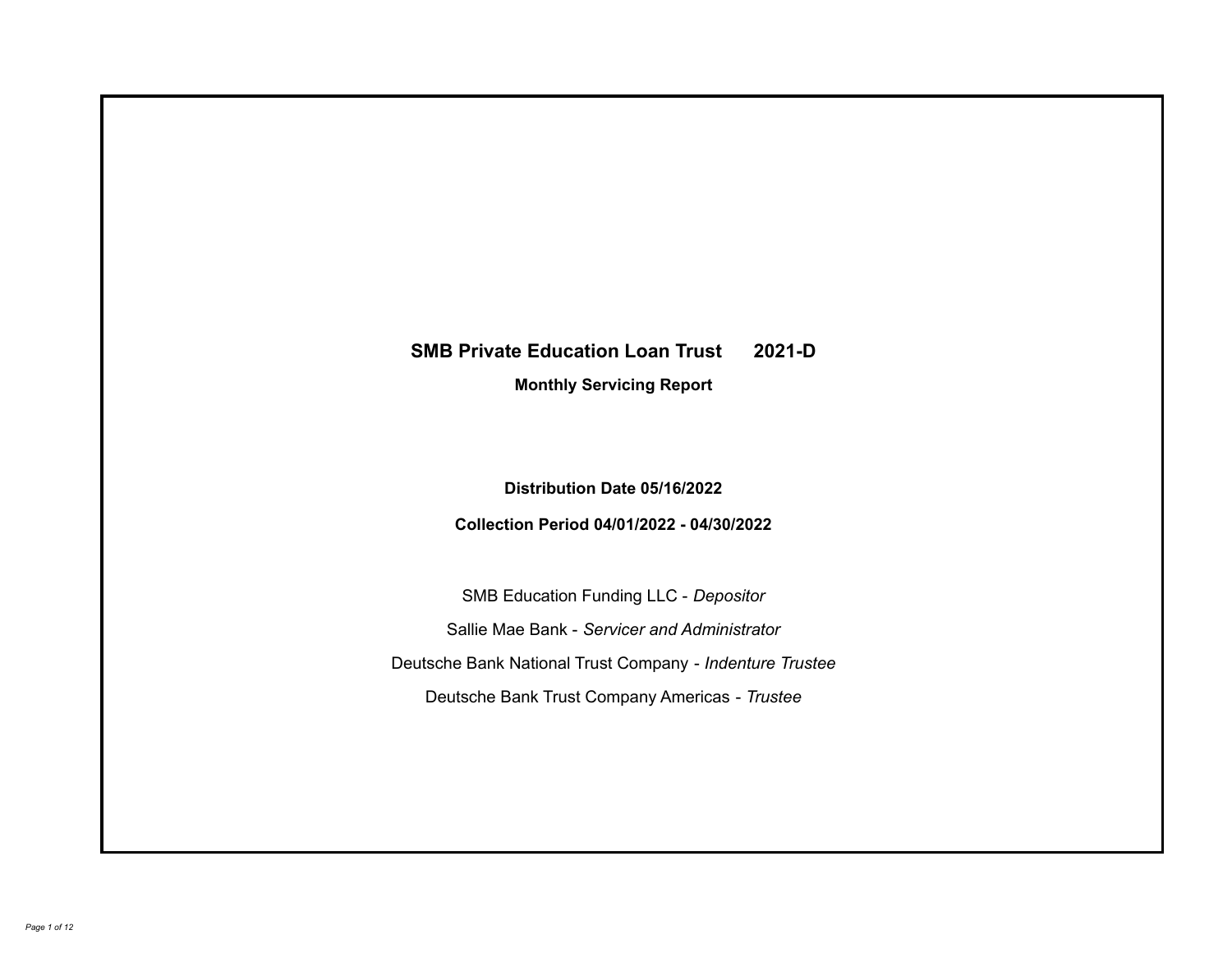# SMB Private Education Loan Trust 2021-D

## Monthly Servicing Report

**Distribution Date 05/16/2022**

**Collection Period 04/01/2022 - 04/30/2022**

SMB Education Funding LLC - *Depositor*

Sallie Mae Bank - *Servicer and Administrator*

Deutsche Bank National Trust Company - *Indenture Trustee*

Deutsche Bank Trust Company Americas - *Trustee*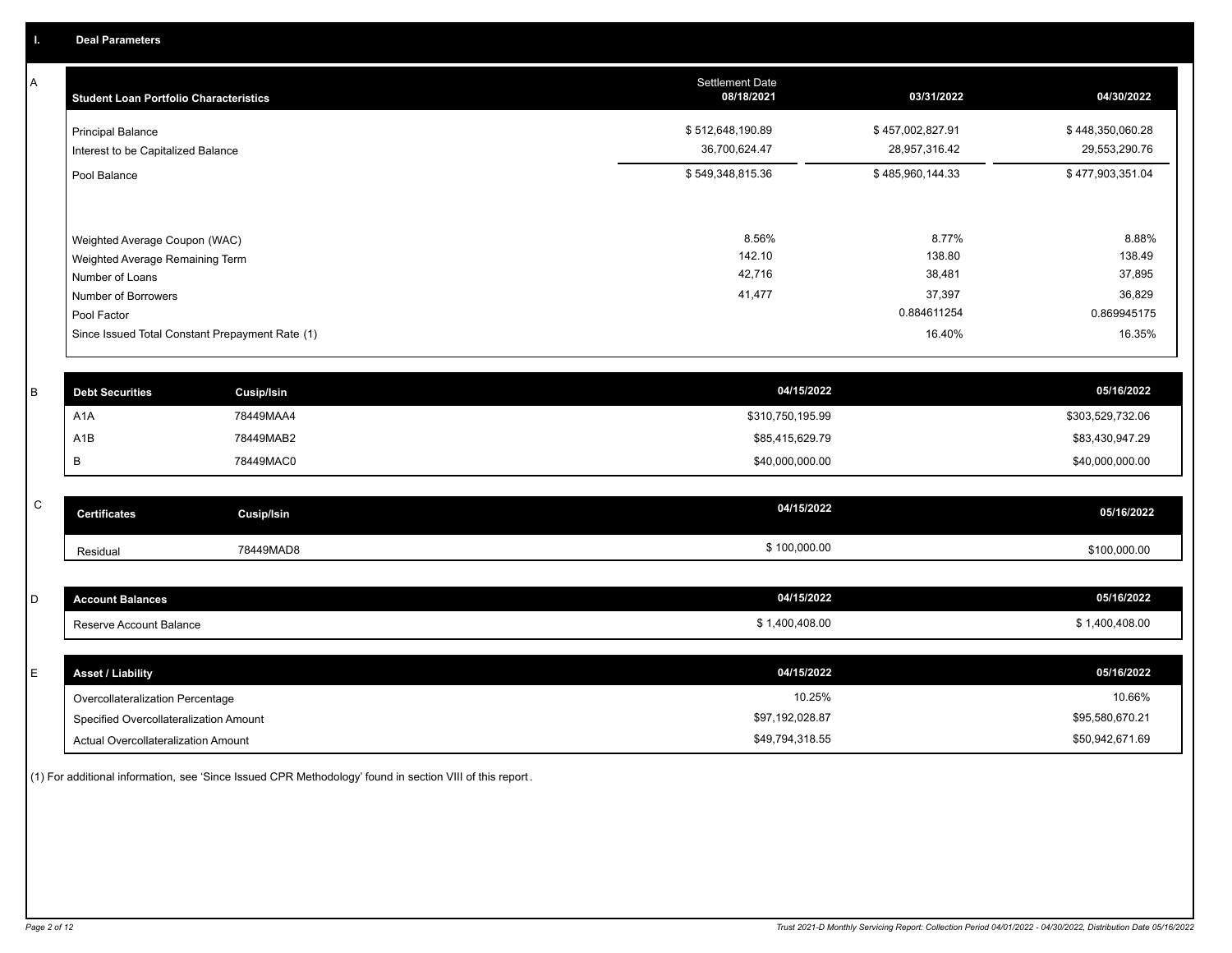## I. Deal Parameters

### A

| Student Loan Portfolio Characteristics | Settlement Date 08/18/2021 | 03/31/2022 | 04/30/2022 |
|---|---|---|---|
| Principal Balance | $ 512,648,190.89 | $ 457,002,827.91 | $ 448,350,060.28 |
| Interest to be Capitalized Balance | 36,700,624.47 | 28,957,316.42 | 29,553,290.76 |
| Pool Balance | $ 549,348,815.36 | $ 485,960,144.33 | $ 477,903,351.04 |
| Weighted Average Coupon (WAC) | 8.56% | 8.77% | 8.88% |
| Weighted Average Remaining Term | 142.10 | 138.80 | 138.49 |
| Number of Loans | 42,716 | 38,481 | 37,895 |
| Number of Borrowers | 41,477 | 37,397 | 36,829 |
| Pool Factor | | 0.884611254 | 0.869945175 |
| Since Issued Total Constant Prepayment Rate (1) | | 16.40% | 16.35% |

### B

| Debt Securities | Cusip/Isin | 04/15/2022 | 05/16/2022 |
|---|---|---|---|
| A1A | 78449MAA4 | $310,750,195.99 | $303,529,732.06 |
| A1B | 78449MAB2 | $85,415,629.79 | $83,430,947.29 |
| B | 78449MAC0 | $40,000,000.00 | $40,000,000.00 |

### C

| Certificates | Cusip/Isin | 04/15/2022 | 05/16/2022 |
|---|---|---|---|
| Residual | 78449MAD8 | $ 100,000.00 | $100,000.00 |

### D

| Account Balances | 04/15/2022 | 05/16/2022 |
|---|---|---|
| Reserve Account Balance | $ 1,400,408.00 | $ 1,400,408.00 |

### E

| Asset / Liability | 04/15/2022 | 05/16/2022 |
|---|---|---|
| Overcollateralization Percentage | 10.25% | 10.66% |
| Specified Overcollateralization Amount | $97,192,028.87 | $95,580,670.21 |
| Actual Overcollateralization Amount | $49,794,318.55 | $50,942,671.69 |

(1) For additional information, see 'Since Issued CPR Methodology' found in section VIII of this report.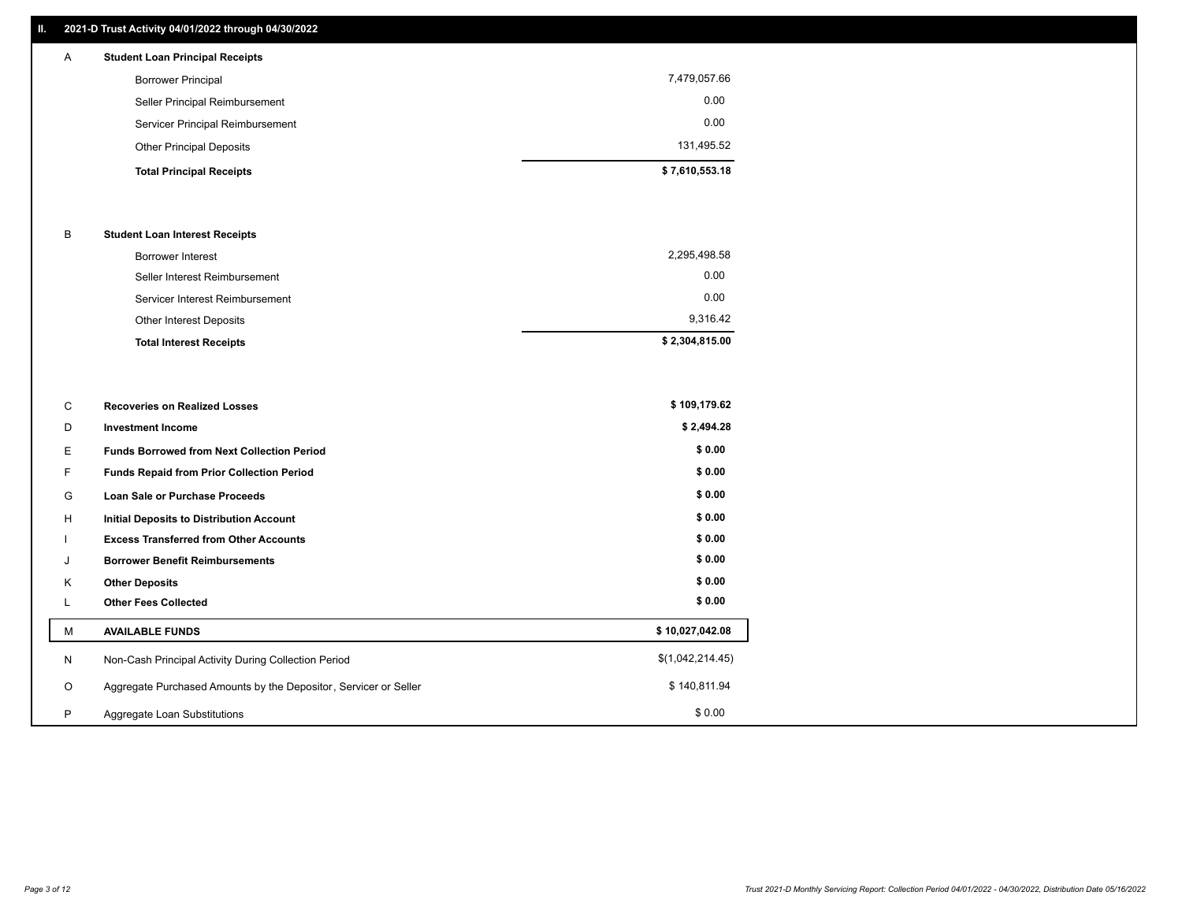## II. 2021-D Trust Activity 04/01/2022 through 04/30/2022

| | | |
|---|---|---|
| A | **Student Loan Principal Receipts** | |
| | Borrower Principal | 7,479,057.66 |
| | Seller Principal Reimbursement | 0.00 |
| | Servicer Principal Reimbursement | 0.00 |
| | Other Principal Deposits | 131,495.52 |
| | **Total Principal Receipts** | **$ 7,610,553.18** |
| B | **Student Loan Interest Receipts** | |
| | Borrower Interest | 2,295,498.58 |
| | Seller Interest Reimbursement | 0.00 |
| | Servicer Interest Reimbursement | 0.00 |
| | Other Interest Deposits | 9,316.42 |
| | **Total Interest Receipts** | **$ 2,304,815.00** |
| C | **Recoveries on Realized Losses** | **$ 109,179.62** |
| D | **Investment Income** | **$ 2,494.28** |
| E | **Funds Borrowed from Next Collection Period** | **$ 0.00** |
| F | **Funds Repaid from Prior Collection Period** | **$ 0.00** |
| G | **Loan Sale or Purchase Proceeds** | **$ 0.00** |
| H | **Initial Deposits to Distribution Account** | **$ 0.00** |
| I | **Excess Transferred from Other Accounts** | **$ 0.00** |
| J | **Borrower Benefit Reimbursements** | **$ 0.00** |
| K | **Other Deposits** | **$ 0.00** |
| L | **Other Fees Collected** | **$ 0.00** |
| M | **AVAILABLE FUNDS** | **$ 10,027,042.08** |
| N | Non-Cash Principal Activity During Collection Period | $(1,042,214.45) |
| O | Aggregate Purchased Amounts by the Depositor, Servicer or Seller | $ 140,811.94 |
| P | Aggregate Loan Substitutions | $ 0.00 |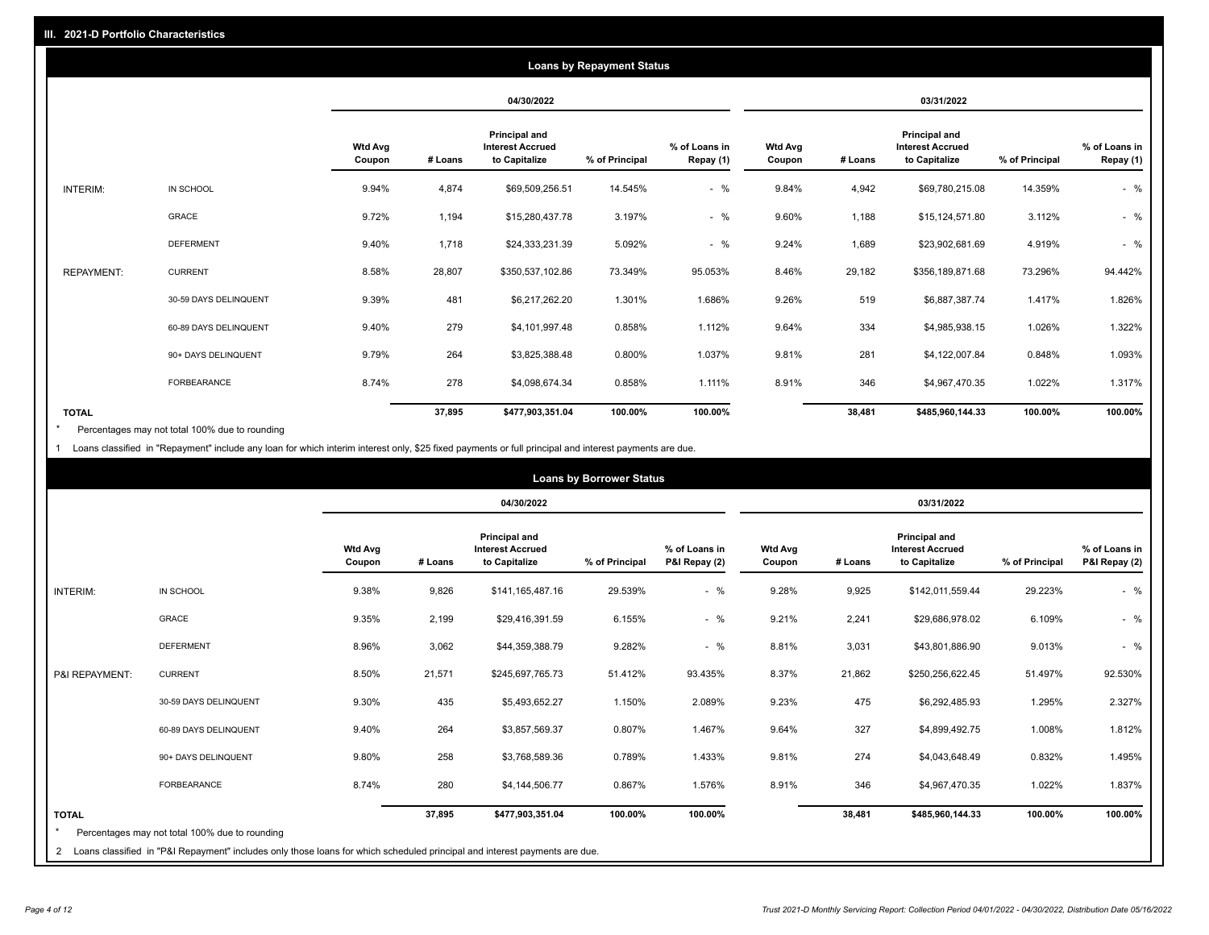## III. 2021-D Portfolio Characteristics

### Loans by Repayment Status

| | | 04/30/2022 | | | | | 03/31/2022 | | | | |
|---|---|---|---|---|---|---|---|---|---|---|---|
| | | Wtd Avg Coupon | # Loans | Principal and Interest Accrued to Capitalize | % of Principal | % of Loans in Repay (1) | Wtd Avg Coupon | # Loans | Principal and Interest Accrued to Capitalize | % of Principal | % of Loans in Repay (1) |
| INTERIM: | IN SCHOOL | 9.94% | 4,874 | $69,509,256.51 | 14.545% | - % | 9.84% | 4,942 | $69,780,215.08 | 14.359% | - % |
| | GRACE | 9.72% | 1,194 | $15,280,437.78 | 3.197% | - % | 9.60% | 1,188 | $15,124,571.80 | 3.112% | - % |
| | DEFERMENT | 9.40% | 1,718 | $24,333,231.39 | 5.092% | - % | 9.24% | 1,689 | $23,902,681.69 | 4.919% | - % |
| REPAYMENT: | CURRENT | 8.58% | 28,807 | $350,537,102.86 | 73.349% | 95.053% | 8.46% | 29,182 | $356,189,871.68 | 73.296% | 94.442% |
| | 30-59 DAYS DELINQUENT | 9.39% | 481 | $6,217,262.20 | 1.301% | 1.686% | 9.26% | 519 | $6,887,387.74 | 1.417% | 1.826% |
| | 60-89 DAYS DELINQUENT | 9.40% | 279 | $4,101,997.48 | 0.858% | 1.112% | 9.64% | 334 | $4,985,938.15 | 1.026% | 1.322% |
| | 90+ DAYS DELINQUENT | 9.79% | 264 | $3,825,388.48 | 0.800% | 1.037% | 9.81% | 281 | $4,122,007.84 | 0.848% | 1.093% |
| | FORBEARANCE | 8.74% | 278 | $4,098,674.34 | 0.858% | 1.111% | 8.91% | 346 | $4,967,470.35 | 1.022% | 1.317% |
| **TOTAL** | | | **37,895** | **$477,903,351.04** | **100.00%** | **100.00%** | | **38,481** | **$485,960,144.33** | **100.00%** | **100.00%** |

\* Percentages may not total 100% due to rounding

1 Loans classified in "Repayment" include any loan for which interim interest only, $25 fixed payments or full principal and interest payments are due.

### Loans by Borrower Status

| | | 04/30/2022 | | | | | 03/31/2022 | | | | |
|---|---|---|---|---|---|---|---|---|---|---|---|
| | | Wtd Avg Coupon | # Loans | Principal and Interest Accrued to Capitalize | % of Principal | % of Loans in P&I Repay (2) | Wtd Avg Coupon | # Loans | Principal and Interest Accrued to Capitalize | % of Principal | % of Loans in P&I Repay (2) |
| INTERIM: | IN SCHOOL | 9.38% | 9,826 | $141,165,487.16 | 29.539% | - % | 9.28% | 9,925 | $142,011,559.44 | 29.223% | - % |
| | GRACE | 9.35% | 2,199 | $29,416,391.59 | 6.155% | - % | 9.21% | 2,241 | $29,686,978.02 | 6.109% | - % |
| | DEFERMENT | 8.96% | 3,062 | $44,359,388.79 | 9.282% | - % | 8.81% | 3,031 | $43,801,886.90 | 9.013% | - % |
| P&I REPAYMENT: | CURRENT | 8.50% | 21,571 | $245,697,765.73 | 51.412% | 93.435% | 8.37% | 21,862 | $250,256,622.45 | 51.497% | 92.530% |
| | 30-59 DAYS DELINQUENT | 9.30% | 435 | $5,493,652.27 | 1.150% | 2.089% | 9.23% | 475 | $6,292,485.93 | 1.295% | 2.327% |
| | 60-89 DAYS DELINQUENT | 9.40% | 264 | $3,857,569.37 | 0.807% | 1.467% | 9.64% | 327 | $4,899,492.75 | 1.008% | 1.812% |
| | 90+ DAYS DELINQUENT | 9.80% | 258 | $3,768,589.36 | 0.789% | 1.433% | 9.81% | 274 | $4,043,648.49 | 0.832% | 1.495% |
| | FORBEARANCE | 8.74% | 280 | $4,144,506.77 | 0.867% | 1.576% | 8.91% | 346 | $4,967,470.35 | 1.022% | 1.837% |
| **TOTAL** | | | **37,895** | **$477,903,351.04** | **100.00%** | **100.00%** | | **38,481** | **$485,960,144.33** | **100.00%** | **100.00%** |

\* Percentages may not total 100% due to rounding

2 Loans classified in "P&I Repayment" includes only those loans for which scheduled principal and interest payments are due.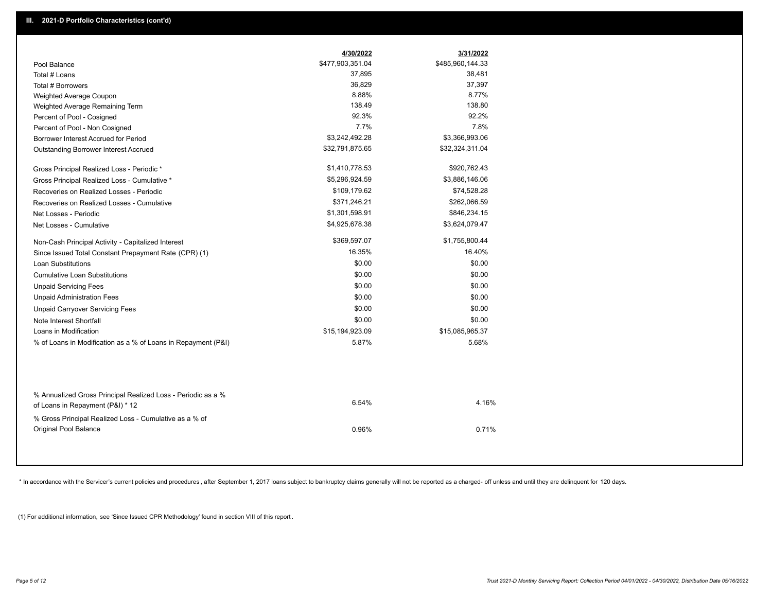## III. 2021-D Portfolio Characteristics (cont'd)

| | 4/30/2022 | 3/31/2022 |
|---|---|---|
| Pool Balance | $477,903,351.04 | $485,960,144.33 |
| Total # Loans | 37,895 | 38,481 |
| Total # Borrowers | 36,829 | 37,397 |
| Weighted Average Coupon | 8.88% | 8.77% |
| Weighted Average Remaining Term | 138.49 | 138.80 |
| Percent of Pool - Cosigned | 92.3% | 92.2% |
| Percent of Pool - Non Cosigned | 7.7% | 7.8% |
| Borrower Interest Accrued for Period | $3,242,492.28 | $3,366,993.06 |
| Outstanding Borrower Interest Accrued | $32,791,875.65 | $32,324,311.04 |
| Gross Principal Realized Loss - Periodic * | $1,410,778.53 | $920,762.43 |
| Gross Principal Realized Loss - Cumulative * | $5,296,924.59 | $3,886,146.06 |
| Recoveries on Realized Losses - Periodic | $109,179.62 | $74,528.28 |
| Recoveries on Realized Losses - Cumulative | $371,246.21 | $262,066.59 |
| Net Losses - Periodic | $1,301,598.91 | $846,234.15 |
| Net Losses - Cumulative | $4,925,678.38 | $3,624,079.47 |
| Non-Cash Principal Activity - Capitalized Interest | $369,597.07 | $1,755,800.44 |
| Since Issued Total Constant Prepayment Rate (CPR) (1) | 16.35% | 16.40% |
| Loan Substitutions | $0.00 | $0.00 |
| Cumulative Loan Substitutions | $0.00 | $0.00 |
| Unpaid Servicing Fees | $0.00 | $0.00 |
| Unpaid Administration Fees | $0.00 | $0.00 |
| Unpaid Carryover Servicing Fees | $0.00 | $0.00 |
| Note Interest Shortfall | $0.00 | $0.00 |
| Loans in Modification | $15,194,923.09 | $15,085,965.37 |
| % of Loans in Modification as a % of Loans in Repayment (P&I) | 5.87% | 5.68% |
| % Annualized Gross Principal Realized Loss - Periodic as a % of Loans in Repayment (P&I) * 12 | 6.54% | 4.16% |
| % Gross Principal Realized Loss - Cumulative as a % of Original Pool Balance | 0.96% | 0.71% |

* In accordance with the Servicer's current policies and procedures, after September 1, 2017 loans subject to bankruptcy claims generally will not be reported as a charged- off unless and until they are delinquent for 120 days.

(1) For additional information, see 'Since Issued CPR Methodology' found in section VIII of this report .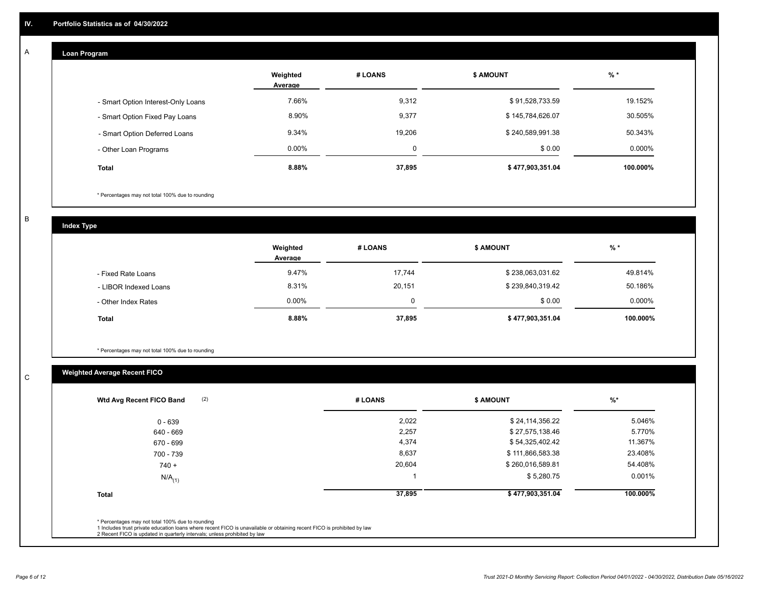## IV. Portfolio Statistics as of 04/30/2022

### A. Loan Program

| | Weighted Average | # LOANS | $ AMOUNT | % * |
|---|---|---|---|---|
| - Smart Option Interest-Only Loans | 7.66% | 9,312 | $ 91,528,733.59 | 19.152% |
| - Smart Option Fixed Pay Loans | 8.90% | 9,377 | $ 145,784,626.07 | 30.505% |
| - Smart Option Deferred Loans | 9.34% | 19,206 | $ 240,589,991.38 | 50.343% |
| - Other Loan Programs | 0.00% | 0 | $ 0.00 | 0.000% |
| **Total** | **8.88%** | **37,895** | **$ 477,903,351.04** | **100.000%** |

* Percentages may not total 100% due to rounding

### B. Index Type

| | Weighted Average | # LOANS | $ AMOUNT | % * |
|---|---|---|---|---|
| - Fixed Rate Loans | 9.47% | 17,744 | $ 238,063,031.62 | 49.814% |
| - LIBOR Indexed Loans | 8.31% | 20,151 | $ 239,840,319.42 | 50.186% |
| - Other Index Rates | 0.00% | 0 | $ 0.00 | 0.000% |
| **Total** | **8.88%** | **37,895** | **$ 477,903,351.04** | **100.000%** |

* Percentages may not total 100% due to rounding

### C. Weighted Average Recent FICO

| Wtd Avg Recent FICO Band (2) | # LOANS | $ AMOUNT | %* |
|---|---|---|---|
| 0 - 639 | 2,022 | $ 24,114,356.22 | 5.046% |
| 640 - 669 | 2,257 | $ 27,575,138.46 | 5.770% |
| 670 - 699 | 4,374 | $ 54,325,402.42 | 11.367% |
| 700 - 739 | 8,637 | $ 111,866,583.38 | 23.408% |
| 740 + | 20,604 | $ 260,016,589.81 | 54.408% |
| N/A(1) | 1 | $ 5,280.75 | 0.001% |
| **Total** | **37,895** | **$ 477,903,351.04** | **100.000%** |

* Percentages may not total 100% due to rounding
1 Includes trust private education loans where recent FICO is unavailable or obtaining recent FICO is prohibited by law
2 Recent FICO is updated in quarterly intervals; unless prohibited by law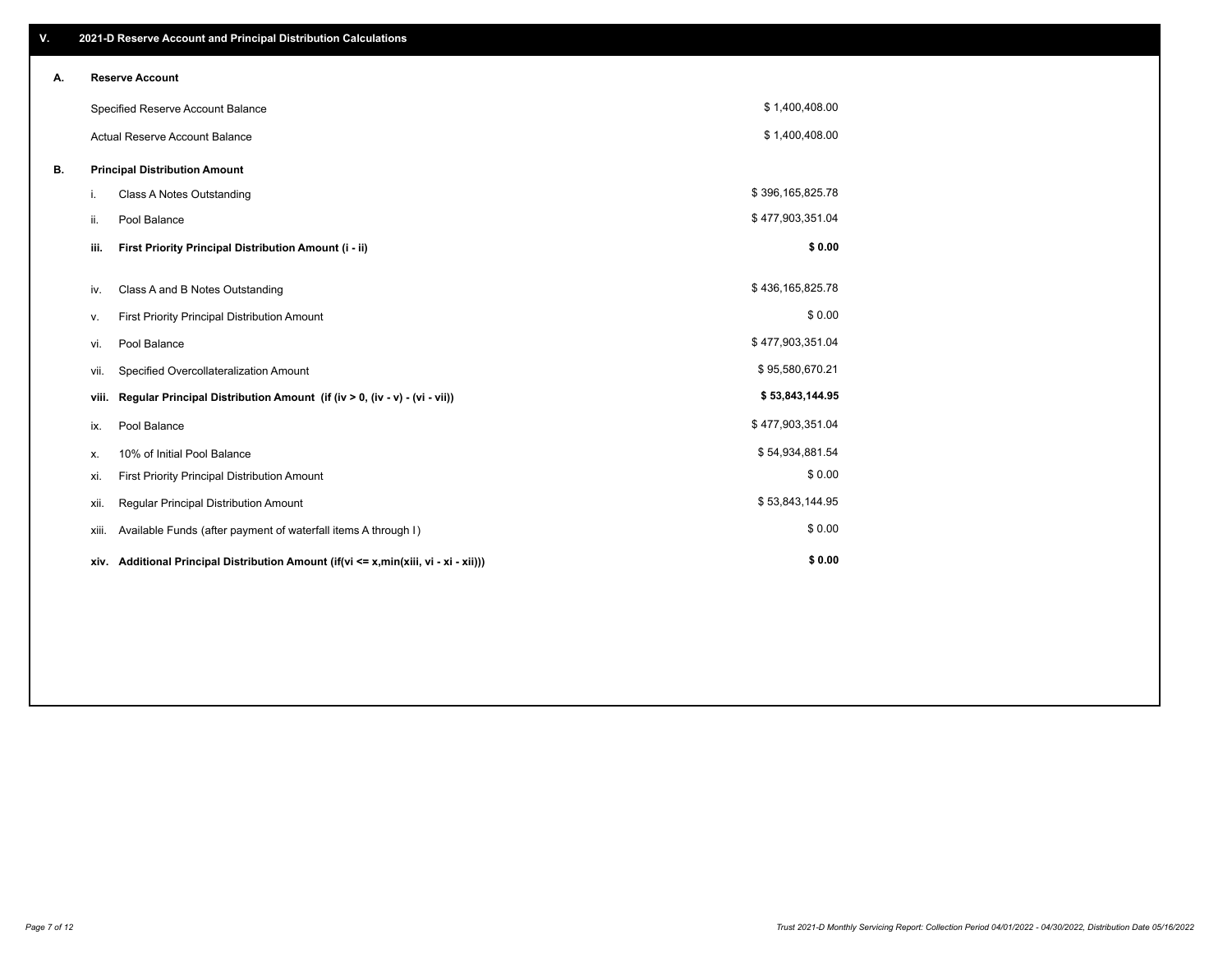## V. 2021-D Reserve Account and Principal Distribution Calculations

### A. Reserve Account

| | |
|---|---|
| Specified Reserve Account Balance | $ 1,400,408.00 |
| Actual Reserve Account Balance | $ 1,400,408.00 |

### B. Principal Distribution Amount

| | | |
|---|---|---|
| i. | Class A Notes Outstanding | $ 396,165,825.78 |
| ii. | Pool Balance | $ 477,903,351.04 |
| **iii.** | **First Priority Principal Distribution Amount (i - ii)** | **$ 0.00** |
| iv. | Class A and B Notes Outstanding | $ 436,165,825.78 |
| v. | First Priority Principal Distribution Amount | $ 0.00 |
| vi. | Pool Balance | $ 477,903,351.04 |
| vii. | Specified Overcollateralization Amount | $ 95,580,670.21 |
| **viii.** | **Regular Principal Distribution Amount (if (iv > 0, (iv - v) - (vi - vii))** | **$ 53,843,144.95** |
| ix. | Pool Balance | $ 477,903,351.04 |
| x. | 10% of Initial Pool Balance | $ 54,934,881.54 |
| xi. | First Priority Principal Distribution Amount | $ 0.00 |
| xii. | Regular Principal Distribution Amount | $ 53,843,144.95 |
| xiii. | Available Funds (after payment of waterfall items A through I) | $ 0.00 |
| **xiv.** | **Additional Principal Distribution Amount (if(vi <= x,min(xiii, vi - xi - xii)))** | **$ 0.00** |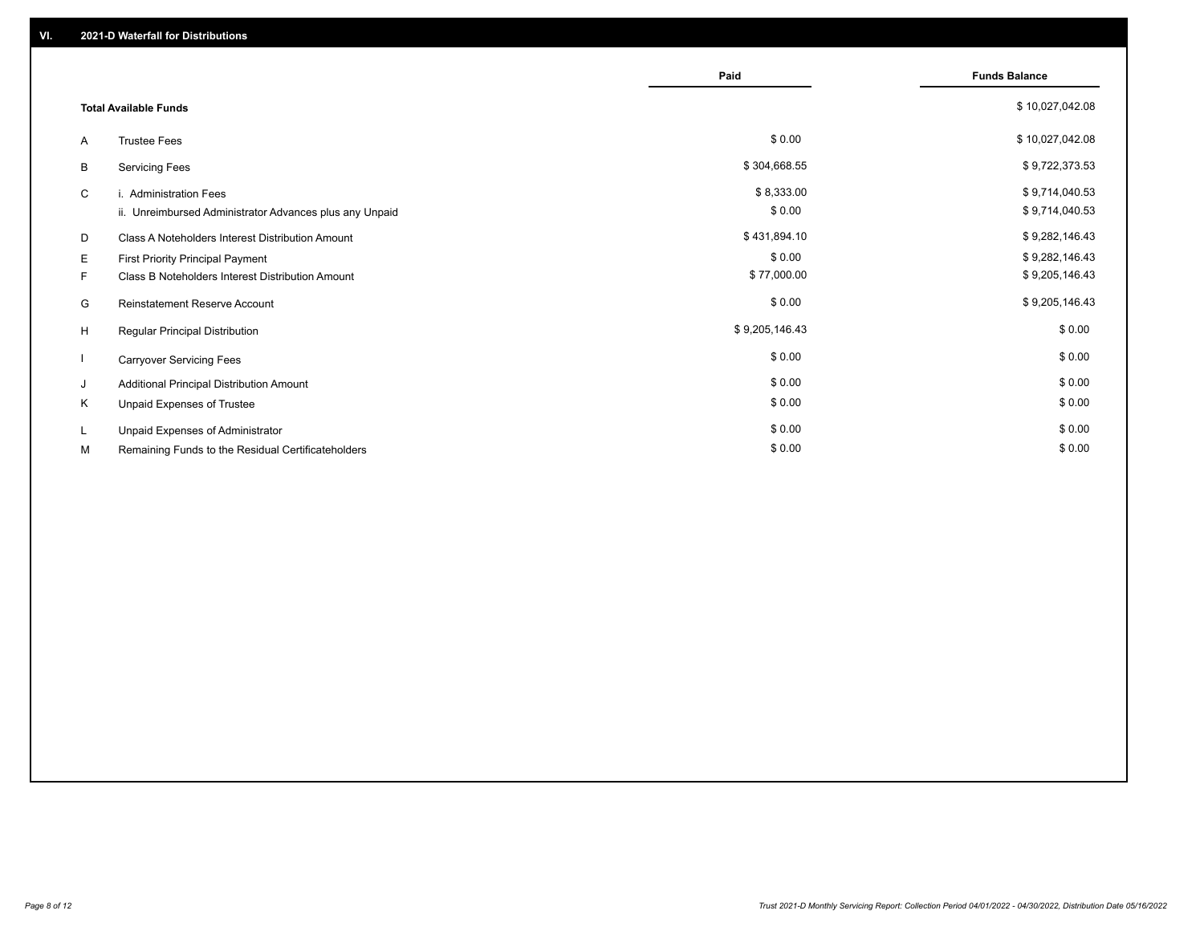## VI. 2021-D Waterfall for Distributions

| | | Paid | Funds Balance |
|---|---|---|---|
| | **Total Available Funds** | | $ 10,027,042.08 |
| A | Trustee Fees | $ 0.00 | $ 10,027,042.08 |
| B | Servicing Fees | $ 304,668.55 | $ 9,722,373.53 |
| C | i. Administration Fees | $ 8,333.00 | $ 9,714,040.53 |
| | ii. Unreimbursed Administrator Advances plus any Unpaid | $ 0.00 | $ 9,714,040.53 |
| D | Class A Noteholders Interest Distribution Amount | $ 431,894.10 | $ 9,282,146.43 |
| E | First Priority Principal Payment | $ 0.00 | $ 9,282,146.43 |
| F | Class B Noteholders Interest Distribution Amount | $ 77,000.00 | $ 9,205,146.43 |
| G | Reinstatement Reserve Account | $ 0.00 | $ 9,205,146.43 |
| H | Regular Principal Distribution | $ 9,205,146.43 | $ 0.00 |
| I | Carryover Servicing Fees | $ 0.00 | $ 0.00 |
| J | Additional Principal Distribution Amount | $ 0.00 | $ 0.00 |
| K | Unpaid Expenses of Trustee | $ 0.00 | $ 0.00 |
| L | Unpaid Expenses of Administrator | $ 0.00 | $ 0.00 |
| M | Remaining Funds to the Residual Certificateholders | $ 0.00 | $ 0.00 |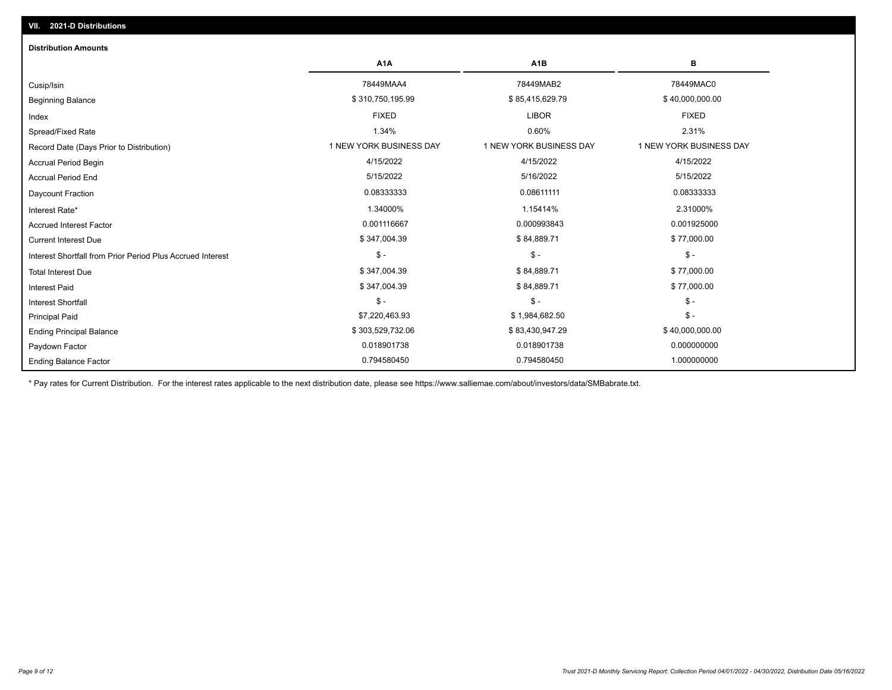## VII. 2021-D Distributions

### Distribution Amounts

| | A1A | A1B | B |
|---|---|---|---|
| Cusip/Isin | 78449MAA4 | 78449MAB2 | 78449MAC0 |
| Beginning Balance | $ 310,750,195.99 | $ 85,415,629.79 | $ 40,000,000.00 |
| Index | FIXED | LIBOR | FIXED |
| Spread/Fixed Rate | 1.34% | 0.60% | 2.31% |
| Record Date (Days Prior to Distribution) | 1 NEW YORK BUSINESS DAY | 1 NEW YORK BUSINESS DAY | 1 NEW YORK BUSINESS DAY |
| Accrual Period Begin | 4/15/2022 | 4/15/2022 | 4/15/2022 |
| Accrual Period End | 5/15/2022 | 5/16/2022 | 5/15/2022 |
| Daycount Fraction | 0.08333333 | 0.08611111 | 0.08333333 |
| Interest Rate* | 1.34000% | 1.15414% | 2.31000% |
| Accrued Interest Factor | 0.001116667 | 0.000993843 | 0.001925000 |
| Current Interest Due | $ 347,004.39 | $ 84,889.71 | $ 77,000.00 |
| Interest Shortfall from Prior Period Plus Accrued Interest | $ - | $ - | $ - |
| Total Interest Due | $ 347,004.39 | $ 84,889.71 | $ 77,000.00 |
| Interest Paid | $ 347,004.39 | $ 84,889.71 | $ 77,000.00 |
| Interest Shortfall | $ - | $ - | $ - |
| Principal Paid | $7,220,463.93 | $ 1,984,682.50 | $ - |
| Ending Principal Balance | $ 303,529,732.06 | $ 83,430,947.29 | $ 40,000,000.00 |
| Paydown Factor | 0.018901738 | 0.018901738 | 0.000000000 |
| Ending Balance Factor | 0.794580450 | 0.794580450 | 1.000000000 |

* Pay rates for Current Distribution. For the interest rates applicable to the next distribution date, please see https://www.salliemae.com/about/investors/data/SMBabrate.txt.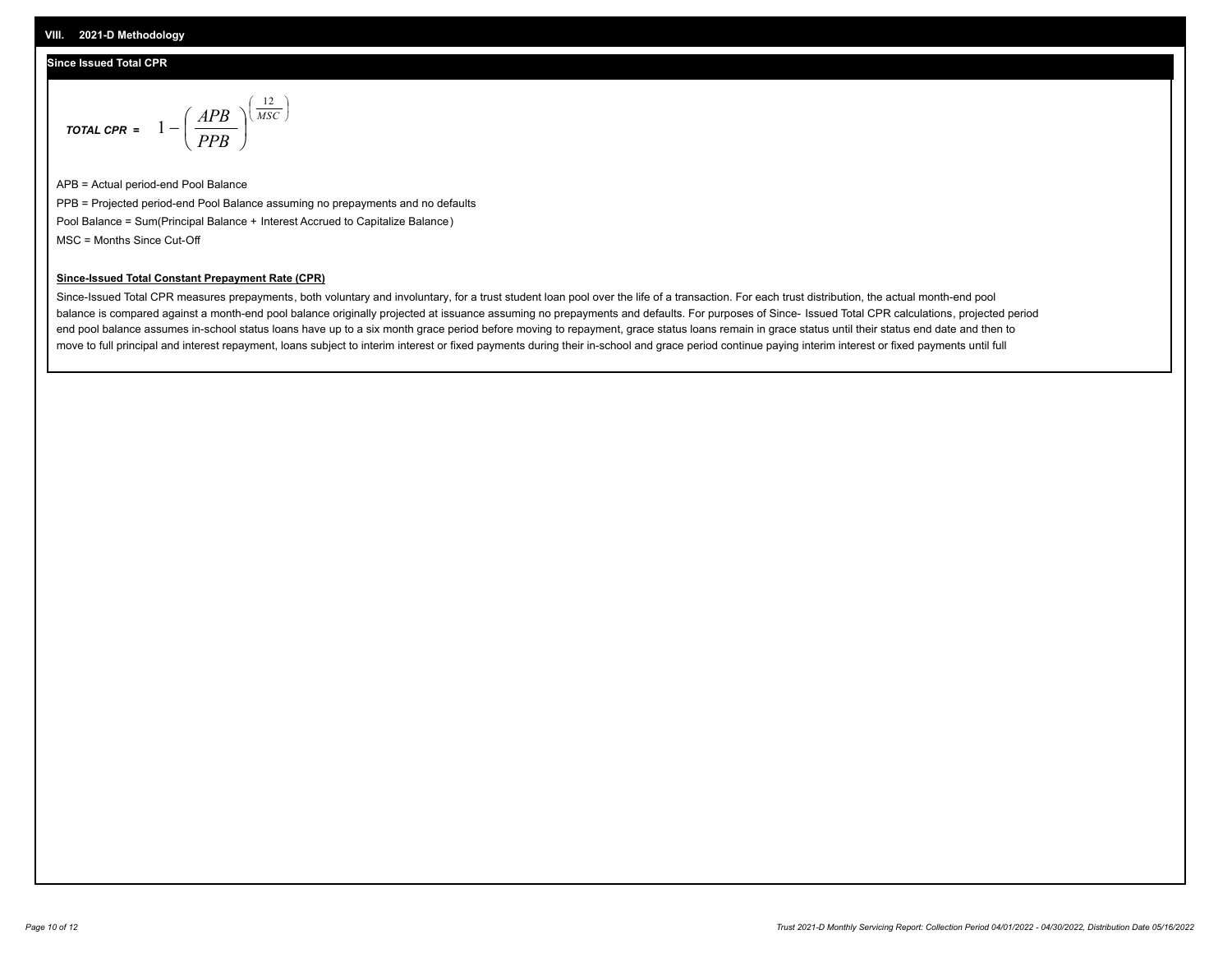## VIII. 2021-D Methodology

### Since Issued Total CPR

$$\textbf{\textit{TOTAL CPR}} = 1 - \left( \frac{APB}{PPB} \right)^{\left( \frac{12}{MSC} \right)}$$

APB = Actual period-end Pool Balance

PPB = Projected period-end Pool Balance assuming no prepayments and no defaults

Pool Balance = Sum(Principal Balance + Interest Accrued to Capitalize Balance)

MSC = Months Since Cut-Off

**Since-Issued Total Constant Prepayment Rate (CPR)**

Since-Issued Total CPR measures prepayments, both voluntary and involuntary, for a trust student loan pool over the life of a transaction. For each trust distribution, the actual month-end pool balance is compared against a month-end pool balance originally projected at issuance assuming no prepayments and defaults. For purposes of Since- Issued Total CPR calculations, projected period end pool balance assumes in-school status loans have up to a six month grace period before moving to repayment, grace status loans remain in grace status until their status end date and then to move to full principal and interest repayment, loans subject to interim interest or fixed payments during their in-school and grace period continue paying interim interest or fixed payments until full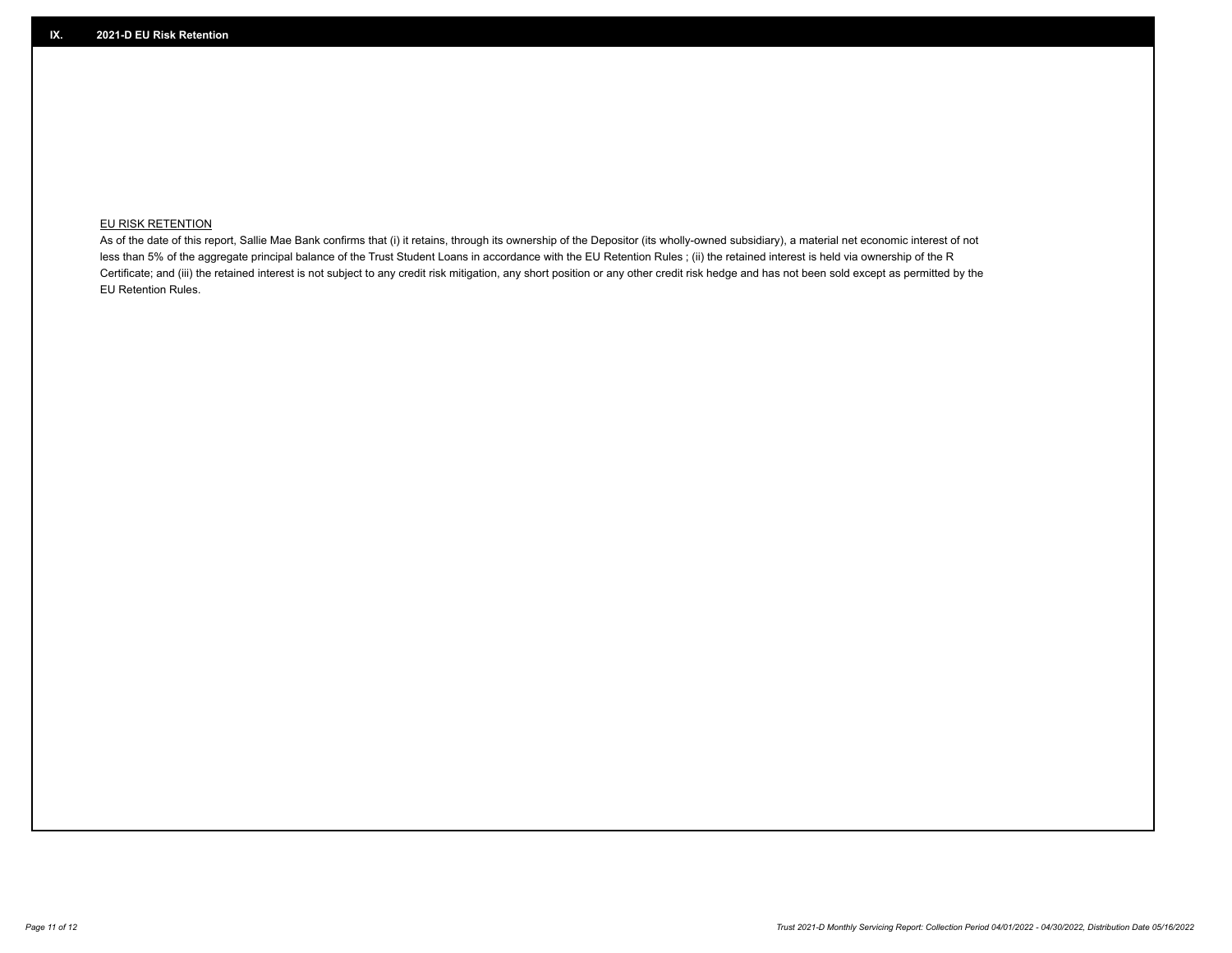## IX. 2021-D EU Risk Retention

EU RISK RETENTION

As of the date of this report, Sallie Mae Bank confirms that (i) it retains, through its ownership of the Depositor (its wholly-owned subsidiary), a material net economic interest of not less than 5% of the aggregate principal balance of the Trust Student Loans in accordance with the EU Retention Rules ; (ii) the retained interest is held via ownership of the R Certificate; and (iii) the retained interest is not subject to any credit risk mitigation, any short position or any other credit risk hedge and has not been sold except as permitted by the EU Retention Rules.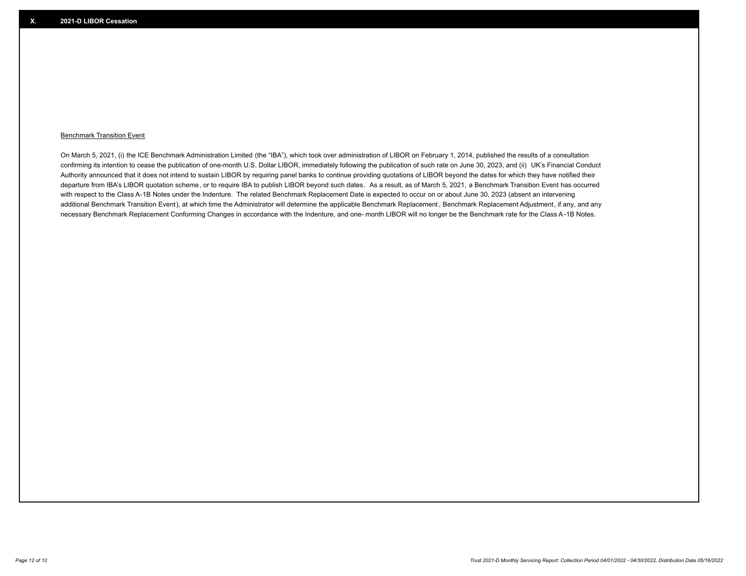## X. 2021-D LIBOR Cessation

### Benchmark Transition Event

On March 5, 2021, (i) the ICE Benchmark Administration Limited (the “IBA”), which took over administration of LIBOR on February 1, 2014, published the results of a consultation confirming its intention to cease the publication of one-month U.S. Dollar LIBOR, immediately following the publication of such rate on June 30, 2023, and (ii) UK’s Financial Conduct Authority announced that it does not intend to sustain LIBOR by requiring panel banks to continue providing quotations of LIBOR beyond the dates for which they have notified their departure from IBA’s LIBOR quotation scheme, or to require IBA to publish LIBOR beyond such dates. As a result, as of March 5, 2021, a Benchmark Transition Event has occurred with respect to the Class A-1B Notes under the Indenture. The related Benchmark Replacement Date is expected to occur on or about June 30, 2023 (absent an intervening additional Benchmark Transition Event), at which time the Administrator will determine the applicable Benchmark Replacement, Benchmark Replacement Adjustment, if any, and any necessary Benchmark Replacement Conforming Changes in accordance with the Indenture, and one- month LIBOR will no longer be the Benchmark rate for the Class A-1B Notes.